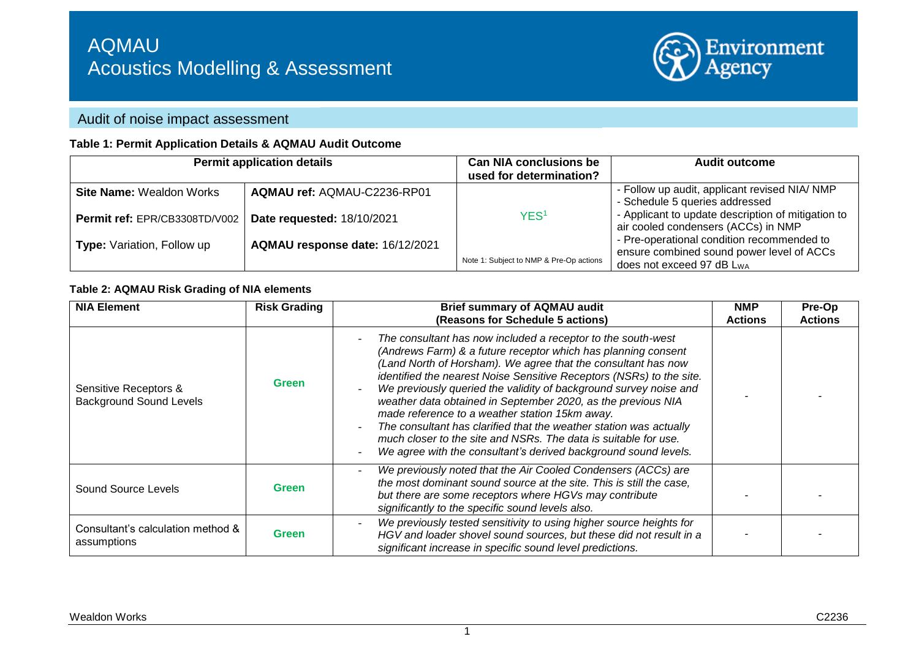# AQMAU
# Acoustics Modelling & Assessment

## Audit of noise impact assessment

**Table 1: Permit Application Details & AQMAU Audit Outcome**

| Permit application details | | Can NIA conclusions be used for determination? | Audit outcome |
|---|---|---|---|
| **Site Name:** Wealdon Works | **AQMAU ref:** AQMAU-C2236-RP01 | YES[1] | - Follow up audit, applicant revised NIA/ NMP<br>- Schedule 5 queries addressed<br>- Applicant to update description of mitigation to air cooled condensers (ACCs) in NMP<br>- Pre-operational condition recommended to ensure combined sound power level of ACCs does not exceed 97 dB $L_{WA}$ |
| **Permit ref:** EPR/CB3308TD/V002 | **Date requested:** 18/10/2021 | | |
| **Type:** Variation, Follow up | **AQMAU response date:** 16/12/2021 | Note 1: Subject to NMP & Pre-Op actions | |

**Table 2: AQMAU Risk Grading of NIA elements**

| NIA Element | Risk Grading | Brief summary of AQMAU audit (Reasons for Schedule 5 actions) | NMP Actions | Pre-Op Actions |
|---|---|---|---|---|
| Sensitive Receptors & Background Sound Levels | Green | - *The consultant has now included a receptor to the south-west (Andrews Farm) & a future receptor which has planning consent (Land North of Horsham). We agree that the consultant has now identified the nearest Noise Sensitive Receptors (NSRs) to the site.*<br>- *We previously queried the validity of background survey noise and weather data obtained in September 2020, as the previous NIA made reference to a weather station 15km away.*<br>- *The consultant has clarified that the weather station was actually much closer to the site and NSRs. The data is suitable for use.*<br>- *We agree with the consultant's derived background sound levels.* | - | - |
| Sound Source Levels | Green | - *We previously noted that the Air Cooled Condensers (ACCs) are the most dominant sound source at the site. This is still the case, but there are some receptors where HGVs may contribute significantly to the specific sound levels also.* | - | - |
| Consultant's calculation method & assumptions | Green | - *We previously tested sensitivity to using higher source heights for HGV and loader shovel sound sources, but these did not result in a significant increase in specific sound level predictions.* | - | - |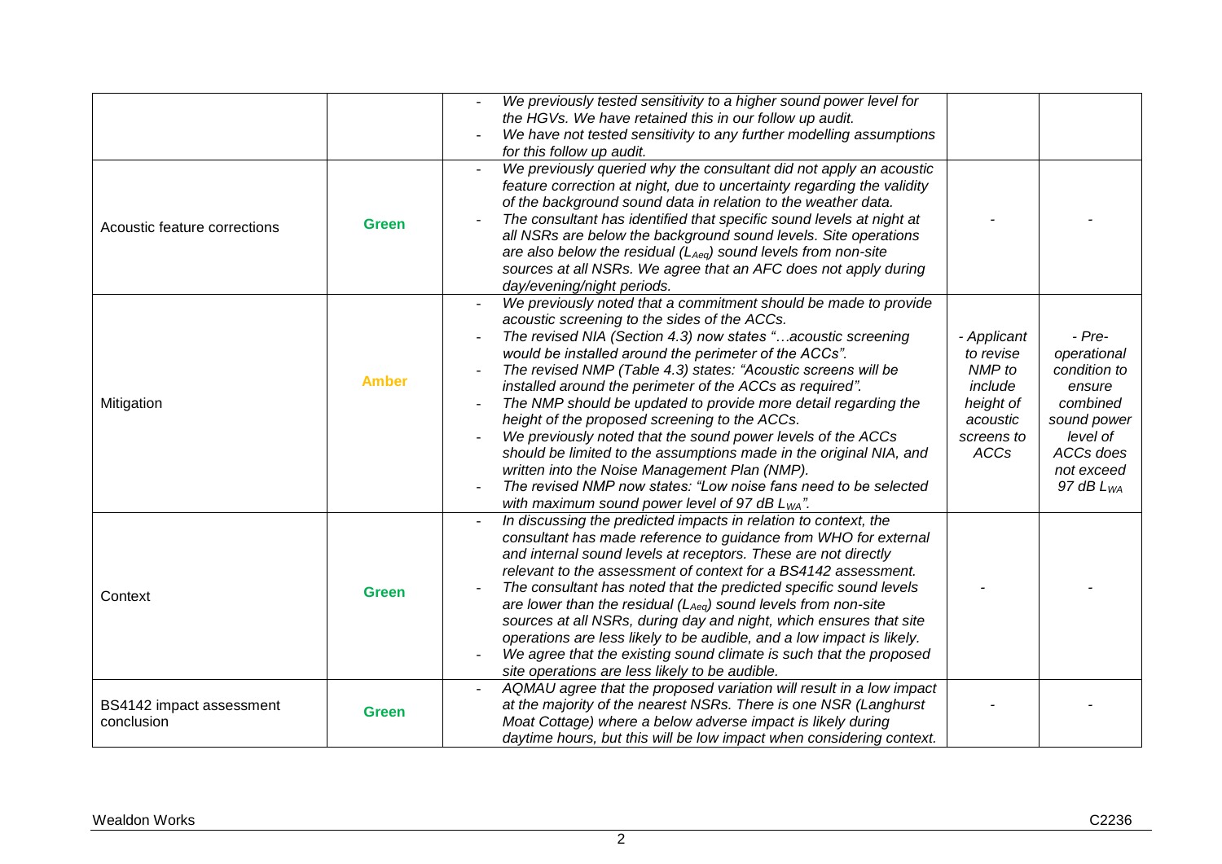| | | | | |
|---|---|---|---|---|
| | | - *We previously tested sensitivity to a higher sound power level for the HGVs. We have retained this in our follow up audit.*<br>- *We have not tested sensitivity to any further modelling assumptions for this follow up audit.* | | |
| Acoustic feature corrections | **Green** | - *We previously queried why the consultant did not apply an acoustic feature correction at night, due to uncertainty regarding the validity of the background sound data in relation to the weather data.*<br>- *The consultant has identified that specific sound levels at night at all NSRs are below the background sound levels. Site operations are also below the residual ($L_{Aeq}$) sound levels from non-site sources at all NSRs. We agree that an AFC does not apply during day/evening/night periods.* | - | - |
| Mitigation | **Amber** | - *We previously noted that a commitment should be made to provide acoustic screening to the sides of the ACCs.*<br>- *The revised NIA (Section 4.3) now states "…acoustic screening would be installed around the perimeter of the ACCs".*<br>- *The revised NMP (Table 4.3) states: "Acoustic screens will be installed around the perimeter of the ACCs as required".*<br>- *The NMP should be updated to provide more detail regarding the height of the proposed screening to the ACCs.*<br>- *We previously noted that the sound power levels of the ACCs should be limited to the assumptions made in the original NIA, and written into the Noise Management Plan (NMP).*<br>- *The revised NMP now states: "Low noise fans need to be selected with maximum sound power level of 97 dB $L_{WA}$".* | *- Applicant to revise NMP to include height of acoustic screens to ACCs* | *- Pre-operational condition to ensure combined sound power level of ACCs does not exceed 97 dB $L_{WA}$* |
| Context | **Green** | - *In discussing the predicted impacts in relation to context, the consultant has made reference to guidance from WHO for external and internal sound levels at receptors. These are not directly relevant to the assessment of context for a BS4142 assessment.*<br>- *The consultant has noted that the predicted specific sound levels are lower than the residual ($L_{Aeq}$) sound levels from non-site sources at all NSRs, during day and night, which ensures that site operations are less likely to be audible, and a low impact is likely.*<br>- *We agree that the existing sound climate is such that the proposed site operations are less likely to be audible.* | - | - |
| BS4142 impact assessment conclusion | **Green** | - *AQMAU agree that the proposed variation will result in a low impact at the majority of the nearest NSRs. There is one NSR (Langhurst Moat Cottage) where a below adverse impact is likely during daytime hours, but this will be low impact when considering context.* | - | - |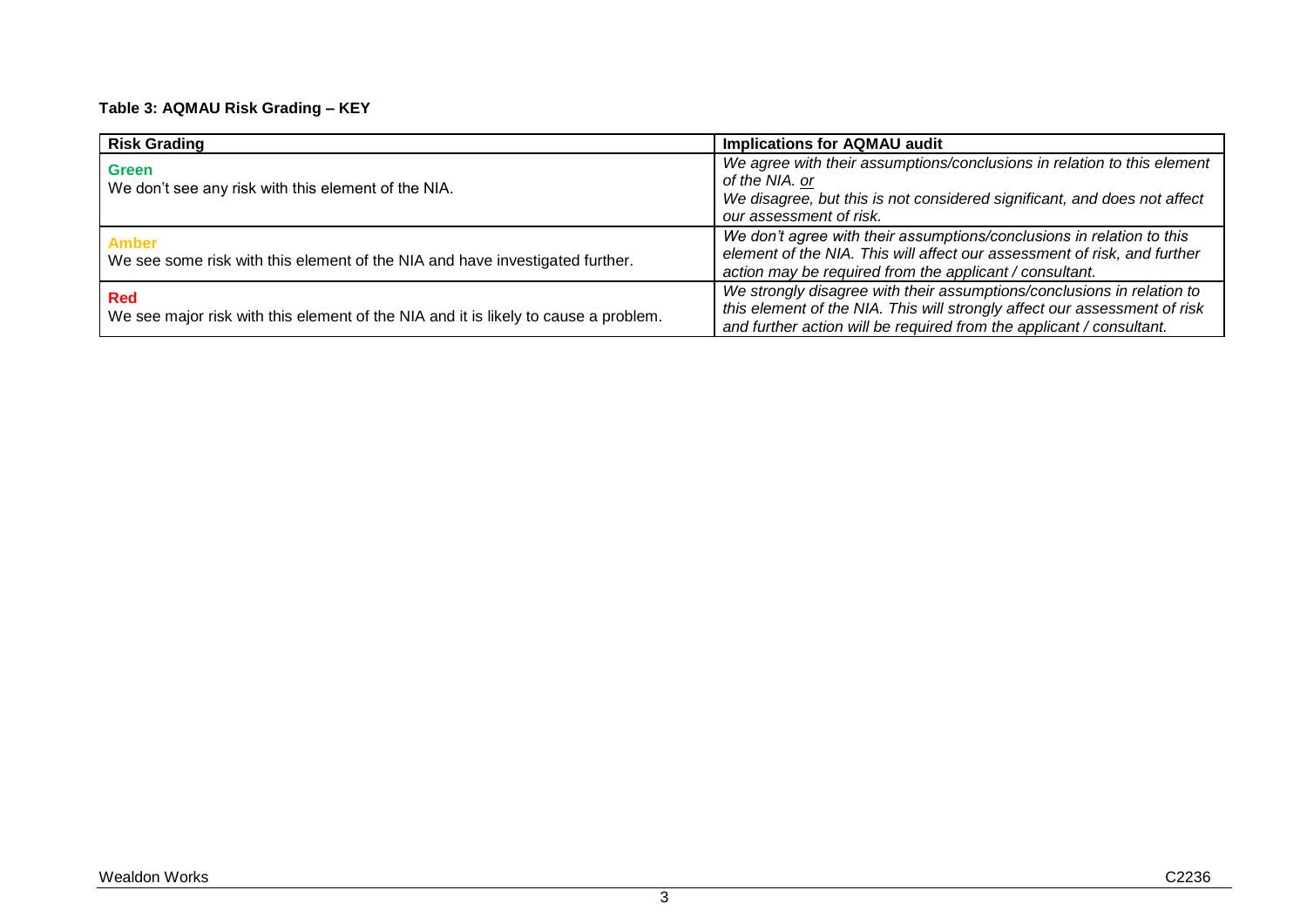**Table 3: AQMAU Risk Grading – KEY**

| Risk Grading | Implications for AQMAU audit |
|---|---|
| **Green**<br>We don't see any risk with this element of the NIA. | *We agree with their assumptions/conclusions in relation to this element of the NIA. or*<br>*We disagree, but this is not considered significant, and does not affect our assessment of risk.* |
| **Amber**<br>We see some risk with this element of the NIA and have investigated further. | *We don't agree with their assumptions/conclusions in relation to this element of the NIA. This will affect our assessment of risk, and further action may be required from the applicant / consultant.* |
| **Red**<br>We see major risk with this element of the NIA and it is likely to cause a problem. | *We strongly disagree with their assumptions/conclusions in relation to this element of the NIA. This will strongly affect our assessment of risk and further action will be required from the applicant / consultant.* |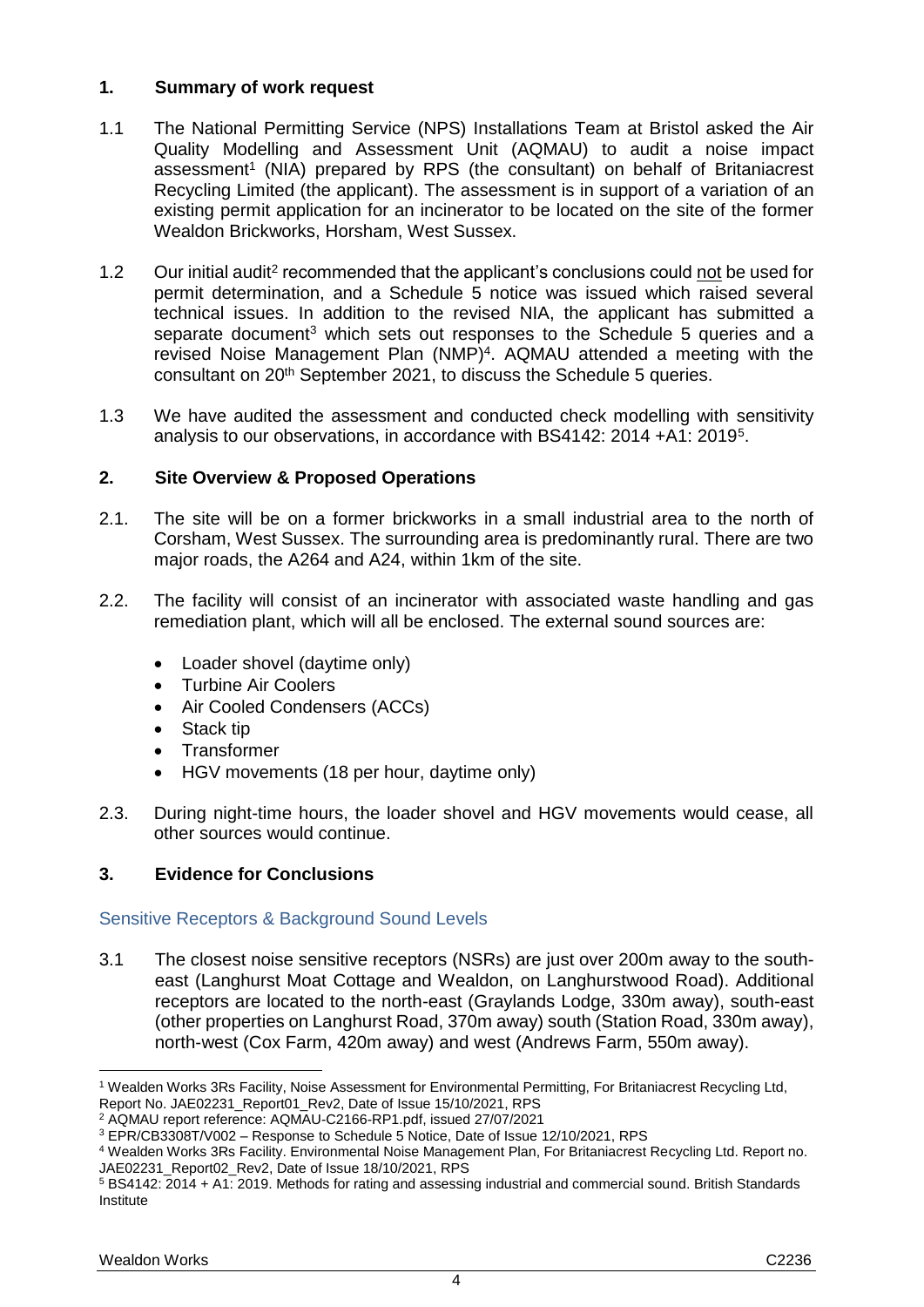## 1. Summary of work request

1.1 The National Permitting Service (NPS) Installations Team at Bristol asked the Air Quality Modelling and Assessment Unit (AQMAU) to audit a noise impact assessment[1] (NIA) prepared by RPS (the consultant) on behalf of Britaniacrest Recycling Limited (the applicant). The assessment is in support of a variation of an existing permit application for an incinerator to be located on the site of the former Wealdon Brickworks, Horsham, West Sussex.

1.2 Our initial audit[2] recommended that the applicant's conclusions could not be used for permit determination, and a Schedule 5 notice was issued which raised several technical issues. In addition to the revised NIA, the applicant has submitted a separate document[3] which sets out responses to the Schedule 5 queries and a revised Noise Management Plan (NMP)[4]. AQMAU attended a meeting with the consultant on 20th September 2021, to discuss the Schedule 5 queries.

1.3 We have audited the assessment and conducted check modelling with sensitivity analysis to our observations, in accordance with BS4142: 2014 +A1: 2019[5].

## 2. Site Overview & Proposed Operations

2.1. The site will be on a former brickworks in a small industrial area to the north of Corsham, West Sussex. The surrounding area is predominantly rural. There are two major roads, the A264 and A24, within 1km of the site.

2.2. The facility will consist of an incinerator with associated waste handling and gas remediation plant, which will all be enclosed. The external sound sources are:

- Loader shovel (daytime only)
- Turbine Air Coolers
- Air Cooled Condensers (ACCs)
- Stack tip
- Transformer
- HGV movements (18 per hour, daytime only)

2.3. During night-time hours, the loader shovel and HGV movements would cease, all other sources would continue.

## 3. Evidence for Conclusions

### Sensitive Receptors & Background Sound Levels

3.1 The closest noise sensitive receptors (NSRs) are just over 200m away to the south-east (Langhurst Moat Cottage and Wealdon, on Langhurstwood Road). Additional receptors are located to the north-east (Graylands Lodge, 330m away), south-east (other properties on Langhurst Road, 370m away) south (Station Road, 330m away), north-west (Cox Farm, 420m away) and west (Andrews Farm, 550m away).

---

[1] Wealden Works 3Rs Facility, Noise Assessment for Environmental Permitting, For Britaniacrest Recycling Ltd, Report No. JAE02231_Report01_Rev2, Date of Issue 15/10/2021, RPS

[2] AQMAU report reference: AQMAU-C2166-RP1.pdf, issued 27/07/2021

[3] EPR/CB3308T/V002 – Response to Schedule 5 Notice, Date of Issue 12/10/2021, RPS

[4] Wealden Works 3Rs Facility. Environmental Noise Management Plan, For Britaniacrest Recycling Ltd. Report no. JAE02231_Report02_Rev2, Date of Issue 18/10/2021, RPS

[5] BS4142: 2014 + A1: 2019. Methods for rating and assessing industrial and commercial sound. British Standards Institute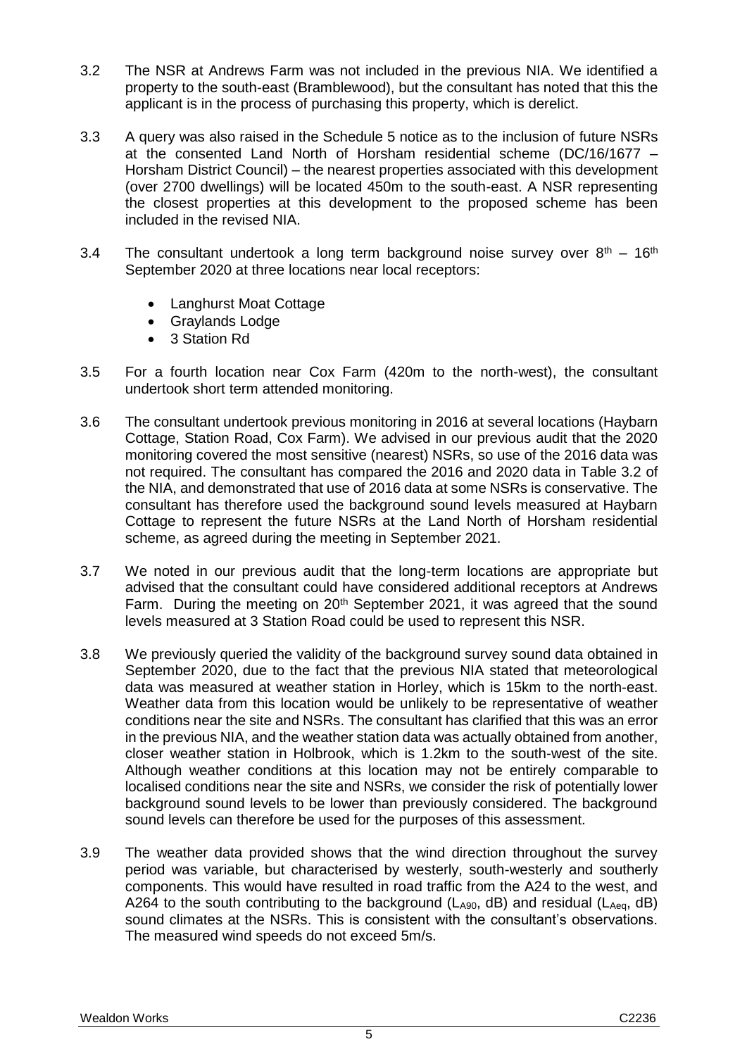3.2 The NSR at Andrews Farm was not included in the previous NIA. We identified a property to the south-east (Bramblewood), but the consultant has noted that this the applicant is in the process of purchasing this property, which is derelict.

3.3 A query was also raised in the Schedule 5 notice as to the inclusion of future NSRs at the consented Land North of Horsham residential scheme (DC/16/1677 – Horsham District Council) – the nearest properties associated with this development (over 2700 dwellings) will be located 450m to the south-east. A NSR representing the closest properties at this development to the proposed scheme has been included in the revised NIA.

3.4 The consultant undertook a long term background noise survey over 8th – 16th September 2020 at three locations near local receptors:

- Langhurst Moat Cottage
- Graylands Lodge
- 3 Station Rd

3.5 For a fourth location near Cox Farm (420m to the north-west), the consultant undertook short term attended monitoring.

3.6 The consultant undertook previous monitoring in 2016 at several locations (Haybarn Cottage, Station Road, Cox Farm). We advised in our previous audit that the 2020 monitoring covered the most sensitive (nearest) NSRs, so use of the 2016 data was not required. The consultant has compared the 2016 and 2020 data in Table 3.2 of the NIA, and demonstrated that use of 2016 data at some NSRs is conservative. The consultant has therefore used the background sound levels measured at Haybarn Cottage to represent the future NSRs at the Land North of Horsham residential scheme, as agreed during the meeting in September 2021.

3.7 We noted in our previous audit that the long-term locations are appropriate but advised that the consultant could have considered additional receptors at Andrews Farm. During the meeting on 20th September 2021, it was agreed that the sound levels measured at 3 Station Road could be used to represent this NSR.

3.8 We previously queried the validity of the background survey sound data obtained in September 2020, due to the fact that the previous NIA stated that meteorological data was measured at weather station in Horley, which is 15km to the north-east. Weather data from this location would be unlikely to be representative of weather conditions near the site and NSRs. The consultant has clarified that this was an error in the previous NIA, and the weather station data was actually obtained from another, closer weather station in Holbrook, which is 1.2km to the south-west of the site. Although weather conditions at this location may not be entirely comparable to localised conditions near the site and NSRs, we consider the risk of potentially lower background sound levels to be lower than previously considered. The background sound levels can therefore be used for the purposes of this assessment.

3.9 The weather data provided shows that the wind direction throughout the survey period was variable, but characterised by westerly, south-westerly and southerly components. This would have resulted in road traffic from the A24 to the west, and A264 to the south contributing to the background ($L_{A90}$, dB) and residual ($L_{Aeq}$, dB) sound climates at the NSRs. This is consistent with the consultant's observations. The measured wind speeds do not exceed 5m/s.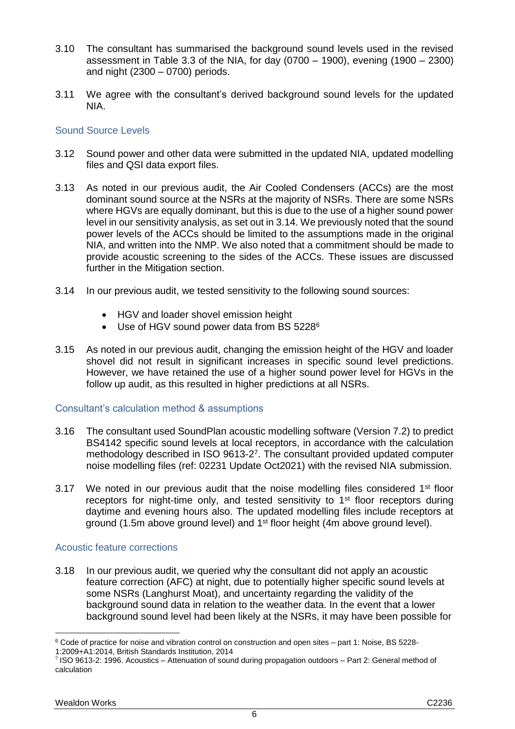3.10 The consultant has summarised the background sound levels used in the revised assessment in Table 3.3 of the NIA, for day (0700 – 1900), evening (1900 – 2300) and night (2300 – 0700) periods.

3.11 We agree with the consultant's derived background sound levels for the updated NIA.

### Sound Source Levels

3.12 Sound power and other data were submitted in the updated NIA, updated modelling files and QSI data export files.

3.13 As noted in our previous audit, the Air Cooled Condensers (ACCs) are the most dominant sound source at the NSRs at the majority of NSRs. There are some NSRs where HGVs are equally dominant, but this is due to the use of a higher sound power level in our sensitivity analysis, as set out in 3.14. We previously noted that the sound power levels of the ACCs should be limited to the assumptions made in the original NIA, and written into the NMP. We also noted that a commitment should be made to provide acoustic screening to the sides of the ACCs. These issues are discussed further in the Mitigation section.

3.14 In our previous audit, we tested sensitivity to the following sound sources:

- HGV and loader shovel emission height
- Use of HGV sound power data from BS 5228[6]

3.15 As noted in our previous audit, changing the emission height of the HGV and loader shovel did not result in significant increases in specific sound level predictions. However, we have retained the use of a higher sound power level for HGVs in the follow up audit, as this resulted in higher predictions at all NSRs.

### Consultant's calculation method & assumptions

3.16 The consultant used SoundPlan acoustic modelling software (Version 7.2) to predict BS4142 specific sound levels at local receptors, in accordance with the calculation methodology described in ISO 9613-2[7]. The consultant provided updated computer noise modelling files (ref: 02231 Update Oct2021) with the revised NIA submission.

3.17 We noted in our previous audit that the noise modelling files considered 1st floor receptors for night-time only, and tested sensitivity to 1st floor receptors during daytime and evening hours also. The updated modelling files include receptors at ground (1.5m above ground level) and 1st floor height (4m above ground level).

### Acoustic feature corrections

3.18 In our previous audit, we queried why the consultant did not apply an acoustic feature correction (AFC) at night, due to potentially higher specific sound levels at some NSRs (Langhurst Moat), and uncertainty regarding the validity of the background sound data in relation to the weather data. In the event that a lower background sound level had been likely at the NSRs, it may have been possible for

---

[6] Code of practice for noise and vibration control on construction and open sites – part 1: Noise, BS 5228-1:2009+A1:2014, British Standards Institution, 2014

[7] ISO 9613-2: 1996. Acoustics – Attenuation of sound during propagation outdoors – Part 2: General method of calculation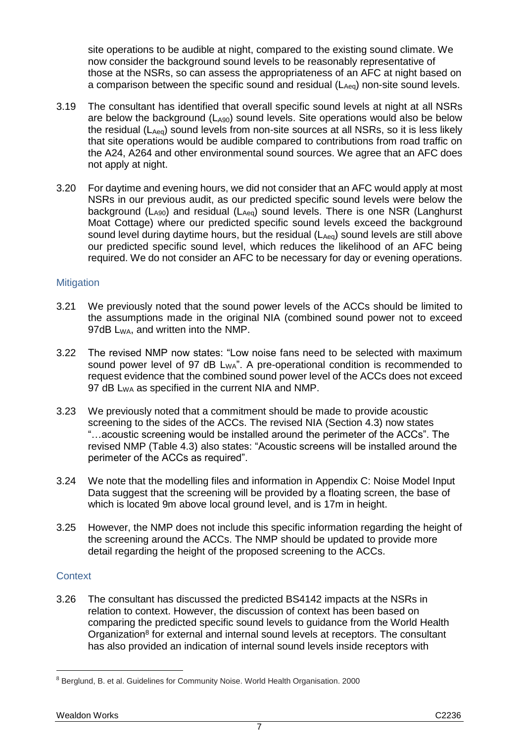site operations to be audible at night, compared to the existing sound climate. We now consider the background sound levels to be reasonably representative of those at the NSRs, so can assess the appropriateness of an AFC at night based on a comparison between the specific sound and residual ($L_{Aeq}$) non-site sound levels.

3.19 The consultant has identified that overall specific sound levels at night at all NSRs are below the background ($L_{A90}$) sound levels. Site operations would also be below the residual ($L_{Aeq}$) sound levels from non-site sources at all NSRs, so it is less likely that site operations would be audible compared to contributions from road traffic on the A24, A264 and other environmental sound sources. We agree that an AFC does not apply at night.

3.20 For daytime and evening hours, we did not consider that an AFC would apply at most NSRs in our previous audit, as our predicted specific sound levels were below the background ($L_{A90}$) and residual ($L_{Aeq}$) sound levels. There is one NSR (Langhurst Moat Cottage) where our predicted specific sound levels exceed the background sound level during daytime hours, but the residual ($L_{Aeq}$) sound levels are still above our predicted specific sound level, which reduces the likelihood of an AFC being required. We do not consider an AFC to be necessary for day or evening operations.

## Mitigation

3.21 We previously noted that the sound power levels of the ACCs should be limited to the assumptions made in the original NIA (combined sound power not to exceed 97dB $L_{WA}$, and written into the NMP.

3.22 The revised NMP now states: "Low noise fans need to be selected with maximum sound power level of 97 dB $L_{WA}$". A pre-operational condition is recommended to request evidence that the combined sound power level of the ACCs does not exceed 97 dB $L_{WA}$ as specified in the current NIA and NMP.

3.23 We previously noted that a commitment should be made to provide acoustic screening to the sides of the ACCs. The revised NIA (Section 4.3) now states "…acoustic screening would be installed around the perimeter of the ACCs". The revised NMP (Table 4.3) also states: "Acoustic screens will be installed around the perimeter of the ACCs as required".

3.24 We note that the modelling files and information in Appendix C: Noise Model Input Data suggest that the screening will be provided by a floating screen, the base of which is located 9m above local ground level, and is 17m in height.

3.25 However, the NMP does not include this specific information regarding the height of the screening around the ACCs. The NMP should be updated to provide more detail regarding the height of the proposed screening to the ACCs.

## Context

3.26 The consultant has discussed the predicted BS4142 impacts at the NSRs in relation to context. However, the discussion of context has been based on comparing the predicted specific sound levels to guidance from the World Health Organization[8] for external and internal sound levels at receptors. The consultant has also provided an indication of internal sound levels inside receptors with

[8] Berglund, B. et al. Guidelines for Community Noise. World Health Organisation. 2000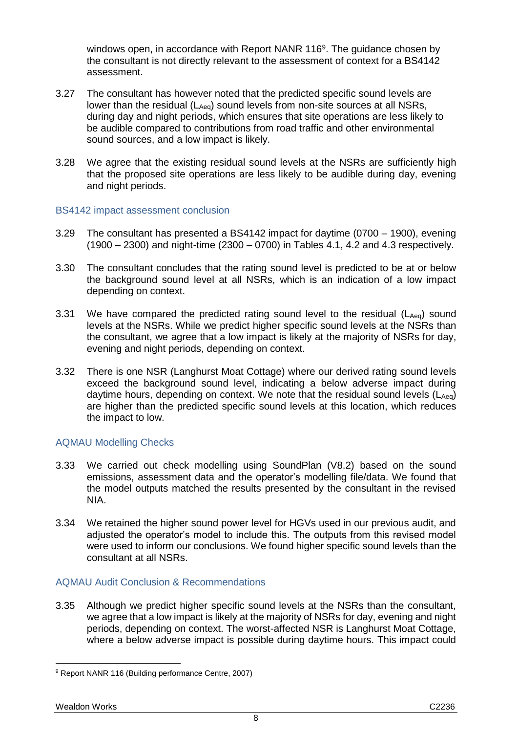windows open, in accordance with Report NANR 116[9]. The guidance chosen by the consultant is not directly relevant to the assessment of context for a BS4142 assessment.

3.27 The consultant has however noted that the predicted specific sound levels are lower than the residual ($L_{Aeq}$) sound levels from non-site sources at all NSRs, during day and night periods, which ensures that site operations are less likely to be audible compared to contributions from road traffic and other environmental sound sources, and a low impact is likely.

3.28 We agree that the existing residual sound levels at the NSRs are sufficiently high that the proposed site operations are less likely to be audible during day, evening and night periods.

### BS4142 impact assessment conclusion

3.29 The consultant has presented a BS4142 impact for daytime (0700 – 1900), evening (1900 – 2300) and night-time (2300 – 0700) in Tables 4.1, 4.2 and 4.3 respectively.

3.30 The consultant concludes that the rating sound level is predicted to be at or below the background sound level at all NSRs, which is an indication of a low impact depending on context.

3.31 We have compared the predicted rating sound level to the residual ($L_{Aeq}$) sound levels at the NSRs. While we predict higher specific sound levels at the NSRs than the consultant, we agree that a low impact is likely at the majority of NSRs for day, evening and night periods, depending on context.

3.32 There is one NSR (Langhurst Moat Cottage) where our derived rating sound levels exceed the background sound level, indicating a below adverse impact during daytime hours, depending on context. We note that the residual sound levels ($L_{Aeq}$) are higher than the predicted specific sound levels at this location, which reduces the impact to low.

### AQMAU Modelling Checks

3.33 We carried out check modelling using SoundPlan (V8.2) based on the sound emissions, assessment data and the operator's modelling file/data. We found that the model outputs matched the results presented by the consultant in the revised NIA.

3.34 We retained the higher sound power level for HGVs used in our previous audit, and adjusted the operator's model to include this. The outputs from this revised model were used to inform our conclusions. We found higher specific sound levels than the consultant at all NSRs.

### AQMAU Audit Conclusion & Recommendations

3.35 Although we predict higher specific sound levels at the NSRs than the consultant, we agree that a low impact is likely at the majority of NSRs for day, evening and night periods, depending on context. The worst-affected NSR is Langhurst Moat Cottage, where a below adverse impact is possible during daytime hours. This impact could

---

[9] Report NANR 116 (Building performance Centre, 2007)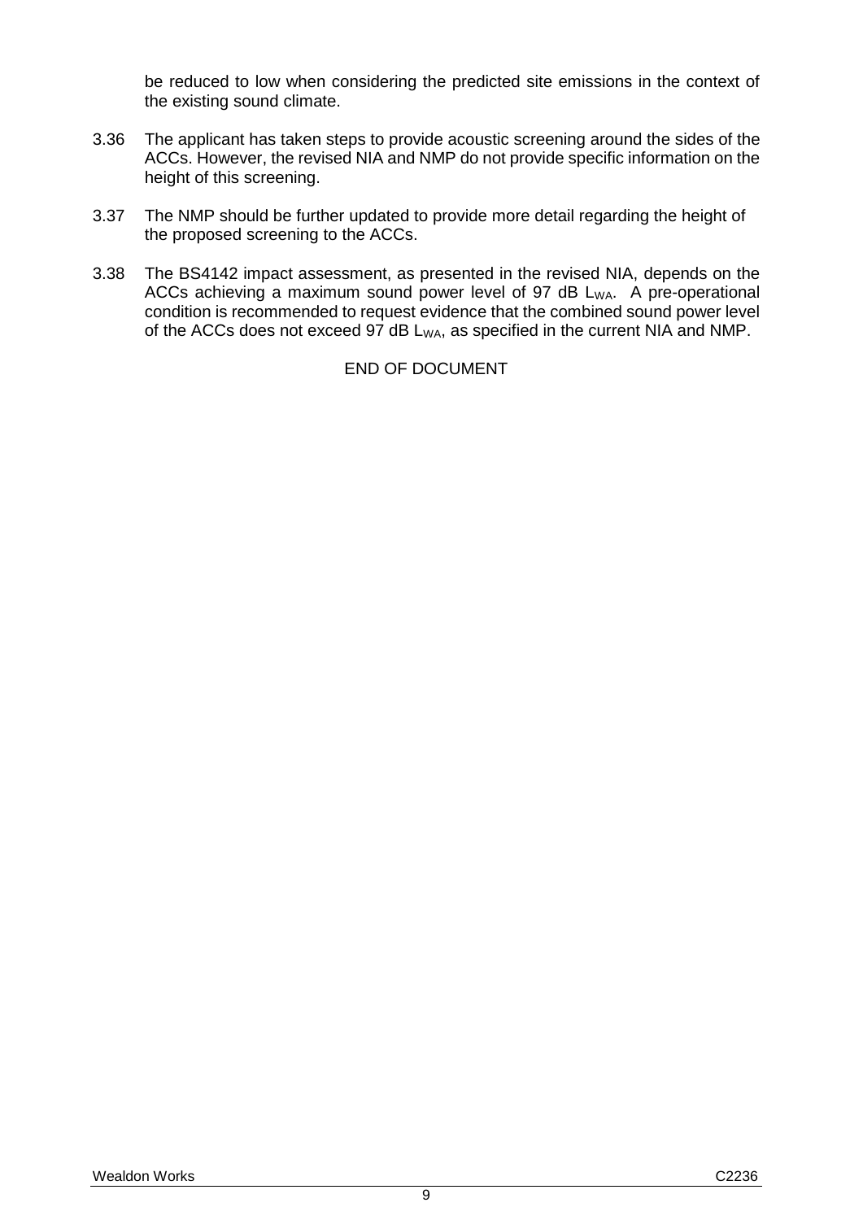be reduced to low when considering the predicted site emissions in the context of the existing sound climate.

3.36 The applicant has taken steps to provide acoustic screening around the sides of the ACCs. However, the revised NIA and NMP do not provide specific information on the height of this screening.

3.37 The NMP should be further updated to provide more detail regarding the height of the proposed screening to the ACCs.

3.38 The BS4142 impact assessment, as presented in the revised NIA, depends on the ACCs achieving a maximum sound power level of 97 dB $L_{WA}$. A pre-operational condition is recommended to request evidence that the combined sound power level of the ACCs does not exceed 97 dB $L_{WA}$, as specified in the current NIA and NMP.

END OF DOCUMENT